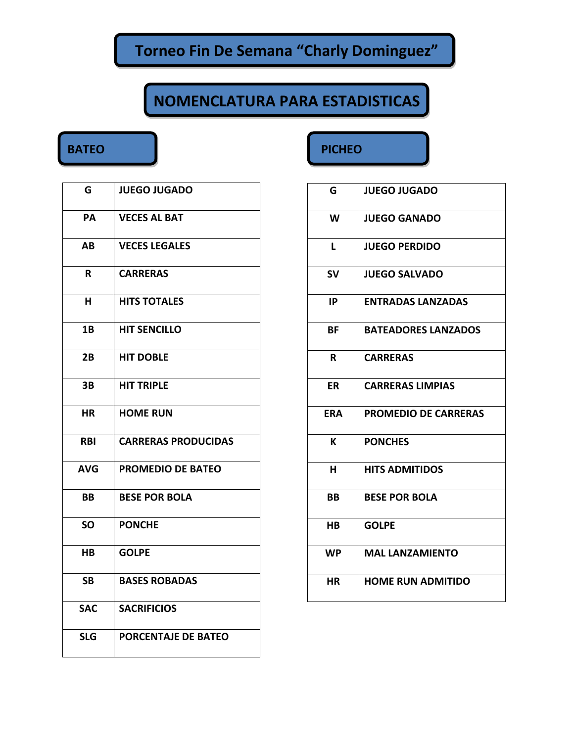# Torneo Fin De Semana "Charly Dominguez"

## NOMENCLATURA PARA ESTADISTICAS

### BATEO

| | |
|---|---|
| G | JUEGO JUGADO |
| PA | VECES AL BAT |
| AB | VECES LEGALES |
| R | CARRERAS |
| H | HITS TOTALES |
| 1B | HIT SENCILLO |
| 2B | HIT DOBLE |
| 3B | HIT TRIPLE |
| HR | HOME RUN |
| RBI | CARRERAS PRODUCIDAS |
| AVG | PROMEDIO DE BATEO |
| BB | BESE POR BOLA |
| SO | PONCHE |
| HB | GOLPE |
| SB | BASES ROBADAS |
| SAC | SACRIFICIOS |
| SLG | PORCENTAJE DE BATEO |

### PICHEO

| | |
|---|---|
| G | JUEGO JUGADO |
| W | JUEGO GANADO |
| L | JUEGO PERDIDO |
| SV | JUEGO SALVADO |
| IP | ENTRADAS LANZADAS |
| BF | BATEADORES LANZADOS |
| R | CARRERAS |
| ER | CARRERAS LIMPIAS |
| ERA | PROMEDIO DE CARRERAS |
| K | PONCHES |
| H | HITS ADMITIDOS |
| BB | BESE POR BOLA |
| HB | GOLPE |
| WP | MAL LANZAMIENTO |
| HR | HOME RUN ADMITIDO |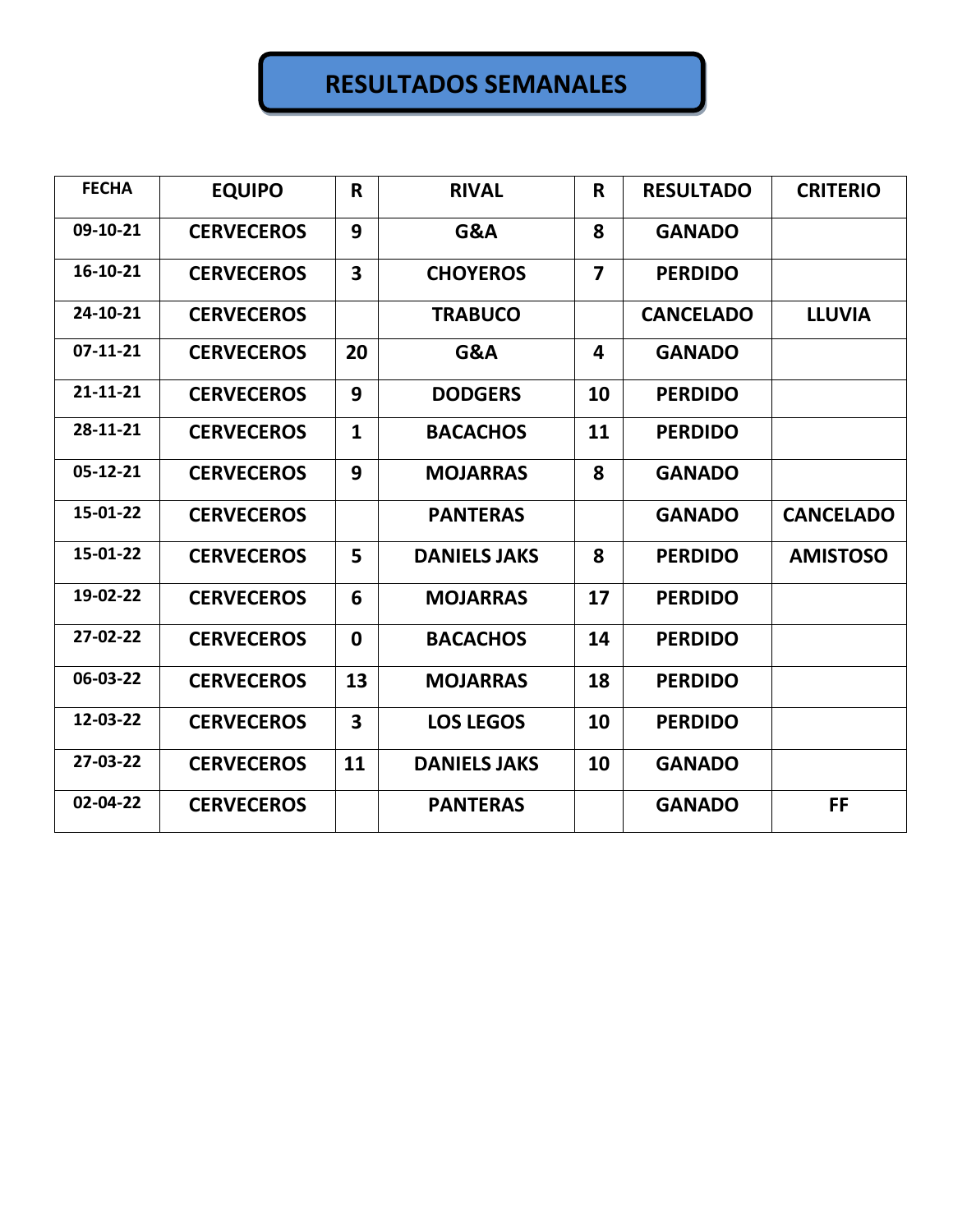# RESULTADOS SEMANALES

| FECHA | EQUIPO | R | RIVAL | R | RESULTADO | CRITERIO |
|---|---|---|---|---|---|---|
| 09-10-21 | CERVECEROS | 9 | G&A | 8 | GANADO | |
| 16-10-21 | CERVECEROS | 3 | CHOYEROS | 7 | PERDIDO | |
| 24-10-21 | CERVECEROS | | TRABUCO | | CANCELADO | LLUVIA |
| 07-11-21 | CERVECEROS | 20 | G&A | 4 | GANADO | |
| 21-11-21 | CERVECEROS | 9 | DODGERS | 10 | PERDIDO | |
| 28-11-21 | CERVECEROS | 1 | BACACHOS | 11 | PERDIDO | |
| 05-12-21 | CERVECEROS | 9 | MOJARRAS | 8 | GANADO | |
| 15-01-22 | CERVECEROS | | PANTERAS | | GANADO | CANCELADO |
| 15-01-22 | CERVECEROS | 5 | DANIELS JAKS | 8 | PERDIDO | AMISTOSO |
| 19-02-22 | CERVECEROS | 6 | MOJARRAS | 17 | PERDIDO | |
| 27-02-22 | CERVECEROS | 0 | BACACHOS | 14 | PERDIDO | |
| 06-03-22 | CERVECEROS | 13 | MOJARRAS | 18 | PERDIDO | |
| 12-03-22 | CERVECEROS | 3 | LOS LEGOS | 10 | PERDIDO | |
| 27-03-22 | CERVECEROS | 11 | DANIELS JAKS | 10 | GANADO | |
| 02-04-22 | CERVECEROS | | PANTERAS | | GANADO | FF |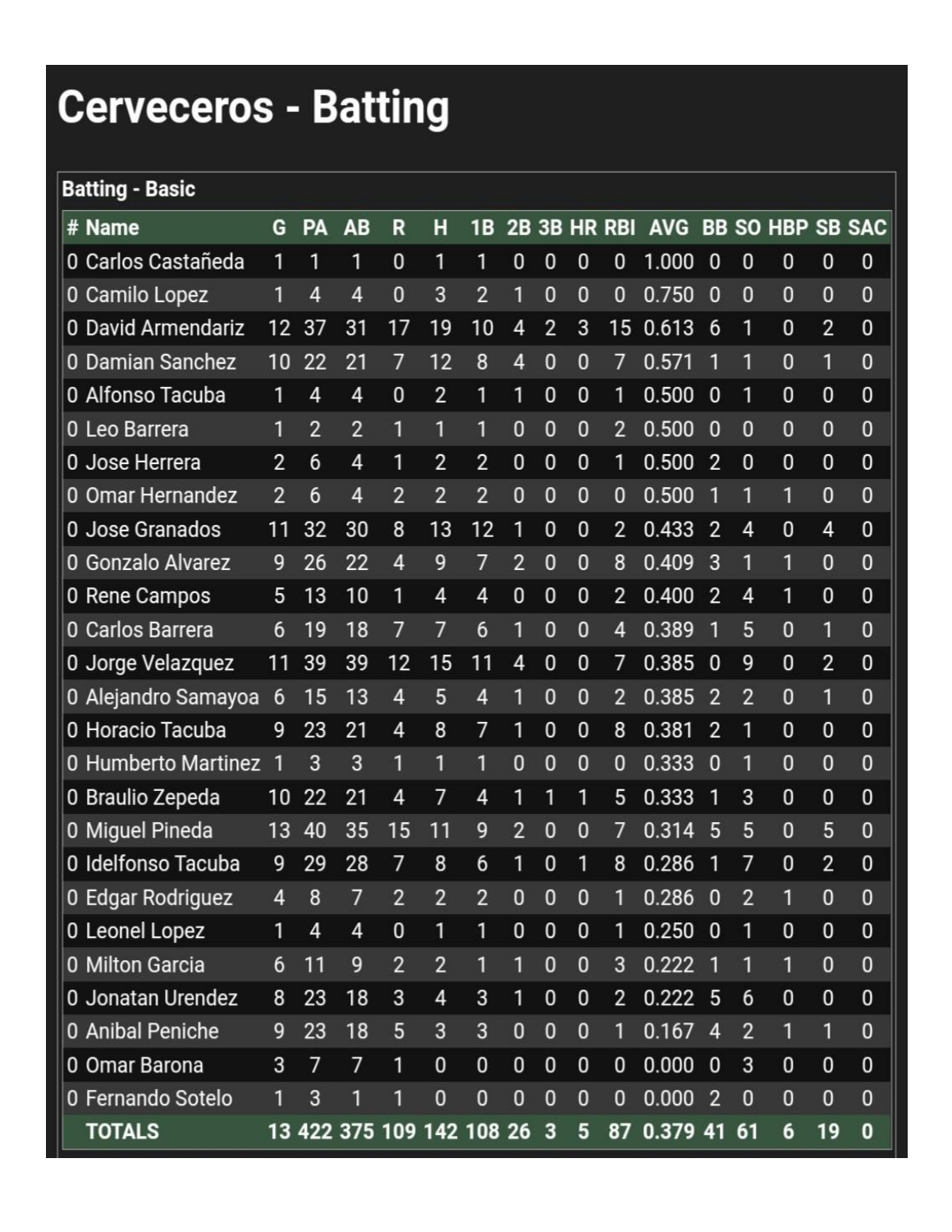# Cerveceros - Batting

**Batting - Basic**

| # | Name | G | PA | AB | R | H | 1B | 2B | 3B | HR | RBI | AVG | BB | SO | HBP | SB | SAC |
|---|---|---|---|---|---|---|---|---|---|---|---|---|---|---|---|---|---|
| 0 | Carlos Castañeda | 1 | 1 | 1 | 0 | 1 | 1 | 0 | 0 | 0 | 0 | 1.000 | 0 | 0 | 0 | 0 | 0 |
| 0 | Camilo Lopez | 1 | 4 | 4 | 0 | 3 | 2 | 1 | 0 | 0 | 0 | 0.750 | 0 | 0 | 0 | 0 | 0 |
| 0 | David Armendariz | 12 | 37 | 31 | 17 | 19 | 10 | 4 | 2 | 3 | 15 | 0.613 | 6 | 1 | 0 | 2 | 0 |
| 0 | Damian Sanchez | 10 | 22 | 21 | 7 | 12 | 8 | 4 | 0 | 0 | 7 | 0.571 | 1 | 1 | 0 | 1 | 0 |
| 0 | Alfonso Tacuba | 1 | 4 | 4 | 0 | 2 | 1 | 1 | 0 | 0 | 1 | 0.500 | 0 | 1 | 0 | 0 | 0 |
| 0 | Leo Barrera | 1 | 2 | 2 | 1 | 1 | 1 | 0 | 0 | 0 | 2 | 0.500 | 0 | 0 | 0 | 0 | 0 |
| 0 | Jose Herrera | 2 | 6 | 4 | 1 | 2 | 2 | 0 | 0 | 0 | 1 | 0.500 | 2 | 0 | 0 | 0 | 0 |
| 0 | Omar Hernandez | 2 | 6 | 4 | 2 | 2 | 2 | 0 | 0 | 0 | 0 | 0.500 | 1 | 1 | 1 | 0 | 0 |
| 0 | Jose Granados | 11 | 32 | 30 | 8 | 13 | 12 | 1 | 0 | 0 | 2 | 0.433 | 2 | 4 | 0 | 4 | 0 |
| 0 | Gonzalo Alvarez | 9 | 26 | 22 | 4 | 9 | 7 | 2 | 0 | 0 | 8 | 0.409 | 3 | 1 | 1 | 0 | 0 |
| 0 | Rene Campos | 5 | 13 | 10 | 1 | 4 | 4 | 0 | 0 | 0 | 2 | 0.400 | 2 | 4 | 1 | 0 | 0 |
| 0 | Carlos Barrera | 6 | 19 | 18 | 7 | 7 | 6 | 1 | 0 | 0 | 4 | 0.389 | 1 | 5 | 0 | 1 | 0 |
| 0 | Jorge Velazquez | 11 | 39 | 39 | 12 | 15 | 11 | 4 | 0 | 0 | 7 | 0.385 | 0 | 9 | 0 | 2 | 0 |
| 0 | Alejandro Samayoa | 6 | 15 | 13 | 4 | 5 | 4 | 1 | 0 | 0 | 2 | 0.385 | 2 | 2 | 0 | 1 | 0 |
| 0 | Horacio Tacuba | 9 | 23 | 21 | 4 | 8 | 7 | 1 | 0 | 0 | 8 | 0.381 | 2 | 1 | 0 | 0 | 0 |
| 0 | Humberto Martinez | 1 | 3 | 3 | 1 | 1 | 1 | 0 | 0 | 0 | 0 | 0.333 | 0 | 1 | 0 | 0 | 0 |
| 0 | Braulio Zepeda | 10 | 22 | 21 | 4 | 7 | 4 | 1 | 1 | 1 | 5 | 0.333 | 1 | 3 | 0 | 0 | 0 |
| 0 | Miguel Pineda | 13 | 40 | 35 | 15 | 11 | 9 | 2 | 0 | 0 | 7 | 0.314 | 5 | 5 | 0 | 5 | 0 |
| 0 | Idelfonso Tacuba | 9 | 29 | 28 | 7 | 8 | 6 | 1 | 0 | 1 | 8 | 0.286 | 1 | 7 | 0 | 2 | 0 |
| 0 | Edgar Rodriguez | 4 | 8 | 7 | 2 | 2 | 2 | 0 | 0 | 0 | 1 | 0.286 | 0 | 2 | 1 | 0 | 0 |
| 0 | Leonel Lopez | 1 | 4 | 4 | 0 | 1 | 1 | 0 | 0 | 0 | 1 | 0.250 | 0 | 1 | 0 | 0 | 0 |
| 0 | Milton Garcia | 6 | 11 | 9 | 2 | 2 | 1 | 1 | 0 | 0 | 3 | 0.222 | 1 | 1 | 1 | 0 | 0 |
| 0 | Jonatan Urendez | 8 | 23 | 18 | 3 | 4 | 3 | 1 | 0 | 0 | 2 | 0.222 | 5 | 6 | 0 | 0 | 0 |
| 0 | Anibal Peniche | 9 | 23 | 18 | 5 | 3 | 3 | 0 | 0 | 0 | 1 | 0.167 | 4 | 2 | 1 | 1 | 0 |
| 0 | Omar Barona | 3 | 7 | 7 | 1 | 0 | 0 | 0 | 0 | 0 | 0 | 0.000 | 0 | 3 | 0 | 0 | 0 |
| 0 | Fernando Sotelo | 1 | 3 | 1 | 1 | 0 | 0 | 0 | 0 | 0 | 0 | 0.000 | 2 | 0 | 0 | 0 | 0 |
| | **TOTALS** | **13** | **422** | **375** | **109** | **142** | **108** | **26** | **3** | **5** | **87** | **0.379** | **41** | **61** | **6** | **19** | **0** |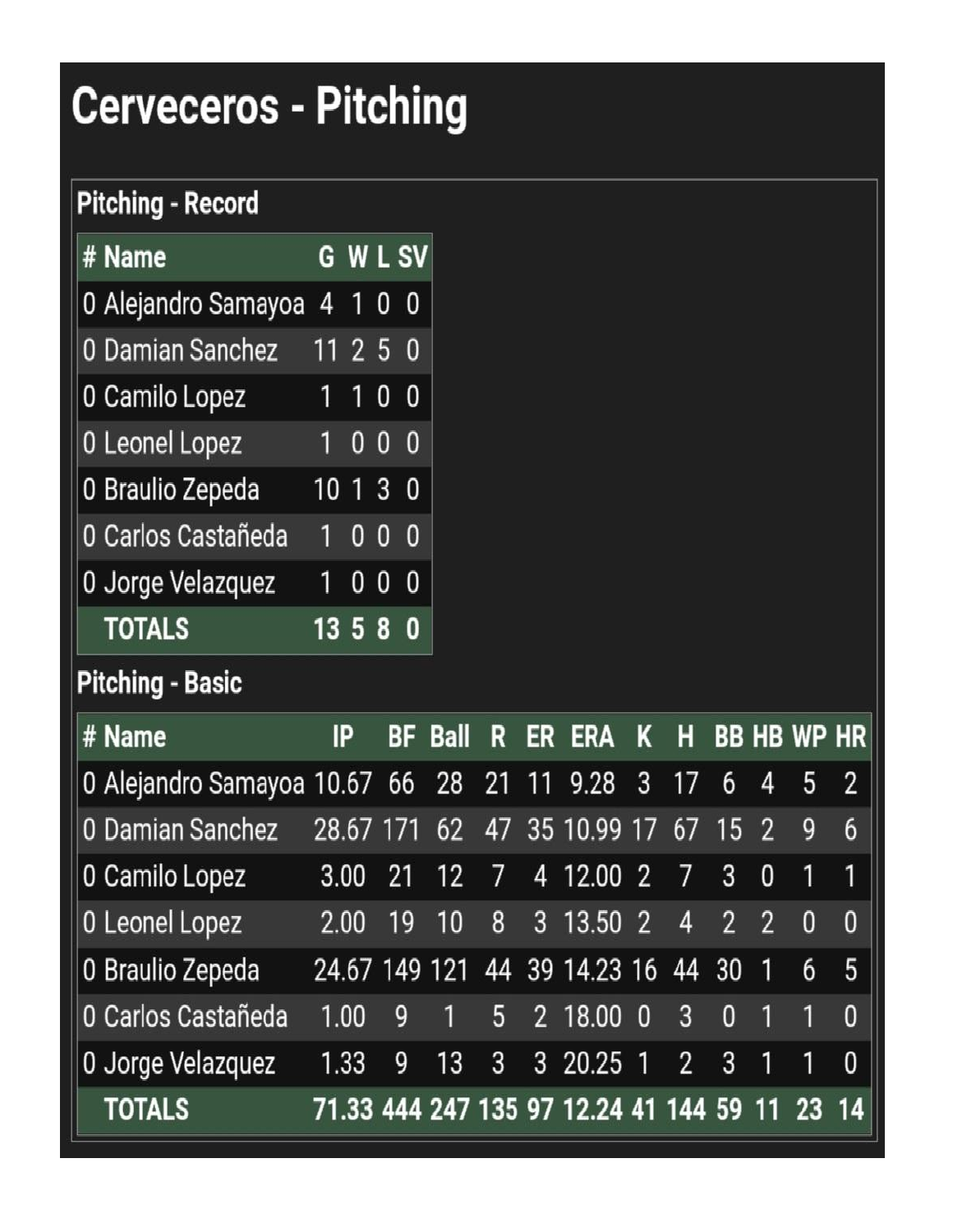# Cerveceros - Pitching

## Pitching - Record

| # | Name | G | W | L | SV |
|---|---|---|---|---|---|
| 0 | Alejandro Samayoa | 4 | 1 | 0 | 0 |
| 0 | Damian Sanchez | 11 | 2 | 5 | 0 |
| 0 | Camilo Lopez | 1 | 1 | 0 | 0 |
| 0 | Leonel Lopez | 1 | 0 | 0 | 0 |
| 0 | Braulio Zepeda | 10 | 1 | 3 | 0 |
| 0 | Carlos Castañeda | 1 | 0 | 0 | 0 |
| 0 | Jorge Velazquez | 1 | 0 | 0 | 0 |
| | **TOTALS** | **13** | **5** | **8** | **0** |

## Pitching - Basic

| # | Name | IP | BF | Ball | R | ER | ERA | K | H | BB | HB | WP | HR |
|---|---|---|---|---|---|---|---|---|---|---|---|---|---|
| 0 | Alejandro Samayoa | 10.67 | 66 | 28 | 21 | 11 | 9.28 | 3 | 17 | 6 | 4 | 5 | 2 |
| 0 | Damian Sanchez | 28.67 | 171 | 62 | 47 | 35 | 10.99 | 17 | 67 | 15 | 2 | 9 | 6 |
| 0 | Camilo Lopez | 3.00 | 21 | 12 | 7 | 4 | 12.00 | 2 | 7 | 3 | 0 | 1 | 1 |
| 0 | Leonel Lopez | 2.00 | 19 | 10 | 8 | 3 | 13.50 | 2 | 4 | 2 | 2 | 0 | 0 |
| 0 | Braulio Zepeda | 24.67 | 149 | 121 | 44 | 39 | 14.23 | 16 | 44 | 30 | 1 | 6 | 5 |
| 0 | Carlos Castañeda | 1.00 | 9 | 1 | 5 | 2 | 18.00 | 0 | 3 | 0 | 1 | 1 | 0 |
| 0 | Jorge Velazquez | 1.33 | 9 | 13 | 3 | 3 | 20.25 | 1 | 2 | 3 | 1 | 1 | 0 |
| | **TOTALS** | **71.33** | **444** | **247** | **135** | **97** | **12.24** | **41** | **144** | **59** | **11** | **23** | **14** |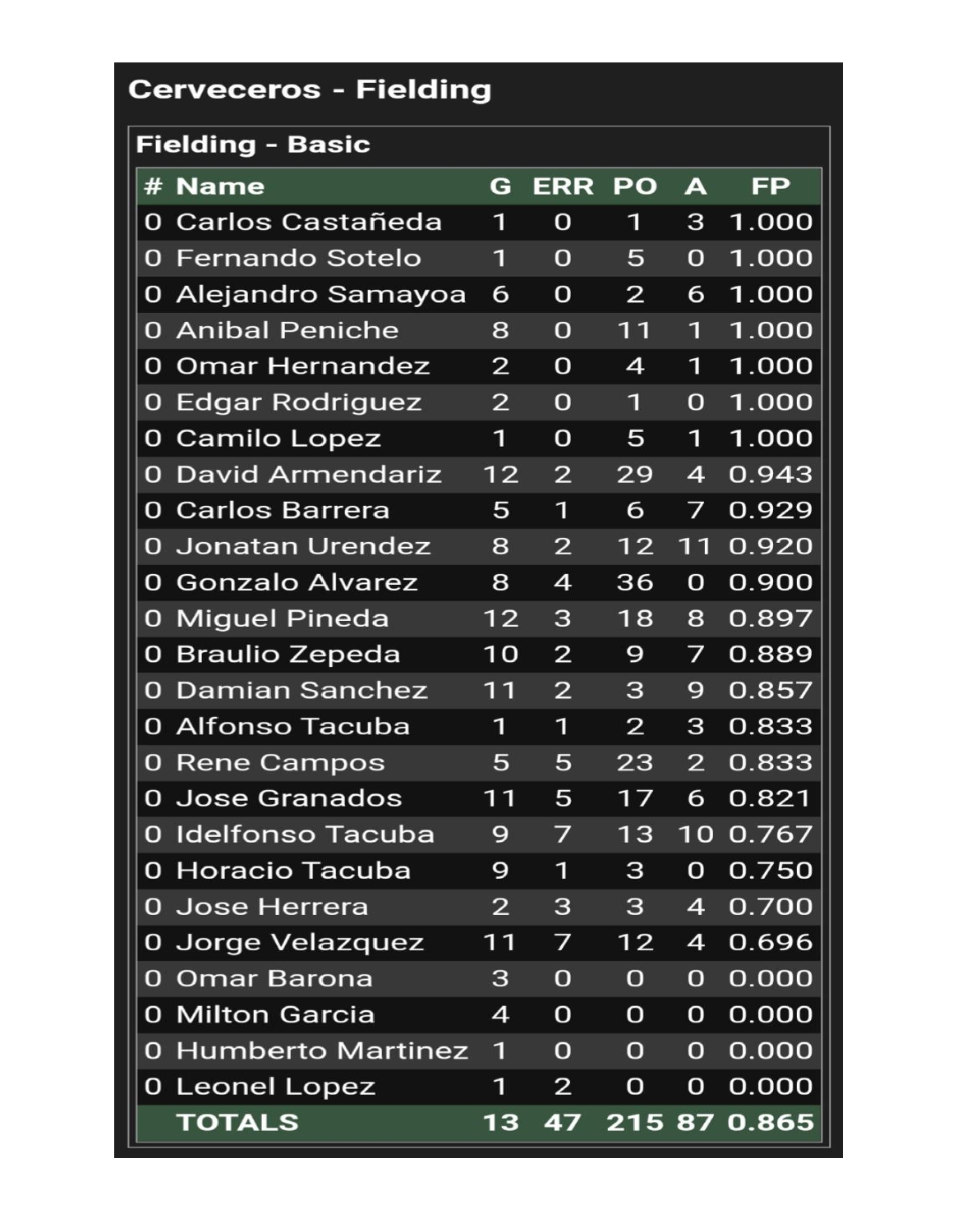# Cerveceros - Fielding

## Fielding - Basic

| # | Name | G | ERR | PO | A | FP |
|---|---|---|---|---|---|---|
| 0 | Carlos Castañeda | 1 | 0 | 1 | 3 | 1.000 |
| 0 | Fernando Sotelo | 1 | 0 | 5 | 0 | 1.000 |
| 0 | Alejandro Samayoa | 6 | 0 | 2 | 6 | 1.000 |
| 0 | Anibal Peniche | 8 | 0 | 11 | 1 | 1.000 |
| 0 | Omar Hernandez | 2 | 0 | 4 | 1 | 1.000 |
| 0 | Edgar Rodriguez | 2 | 0 | 1 | 0 | 1.000 |
| 0 | Camilo Lopez | 1 | 0 | 5 | 1 | 1.000 |
| 0 | David Armendariz | 12 | 2 | 29 | 4 | 0.943 |
| 0 | Carlos Barrera | 5 | 1 | 6 | 7 | 0.929 |
| 0 | Jonatan Urendez | 8 | 2 | 12 | 11 | 0.920 |
| 0 | Gonzalo Alvarez | 8 | 4 | 36 | 0 | 0.900 |
| 0 | Miguel Pineda | 12 | 3 | 18 | 8 | 0.897 |
| 0 | Braulio Zepeda | 10 | 2 | 9 | 7 | 0.889 |
| 0 | Damian Sanchez | 11 | 2 | 3 | 9 | 0.857 |
| 0 | Alfonso Tacuba | 1 | 1 | 2 | 3 | 0.833 |
| 0 | Rene Campos | 5 | 5 | 23 | 2 | 0.833 |
| 0 | Jose Granados | 11 | 5 | 17 | 6 | 0.821 |
| 0 | Idelfonso Tacuba | 9 | 7 | 13 | 10 | 0.767 |
| 0 | Horacio Tacuba | 9 | 1 | 3 | 0 | 0.750 |
| 0 | Jose Herrera | 2 | 3 | 3 | 4 | 0.700 |
| 0 | Jorge Velazquez | 11 | 7 | 12 | 4 | 0.696 |
| 0 | Omar Barona | 3 | 0 | 0 | 0 | 0.000 |
| 0 | Milton Garcia | 4 | 0 | 0 | 0 | 0.000 |
| 0 | Humberto Martinez | 1 | 0 | 0 | 0 | 0.000 |
| 0 | Leonel Lopez | 1 | 2 | 0 | 0 | 0.000 |
| | **TOTALS** | **13** | **47** | **215** | **87** | **0.865** |